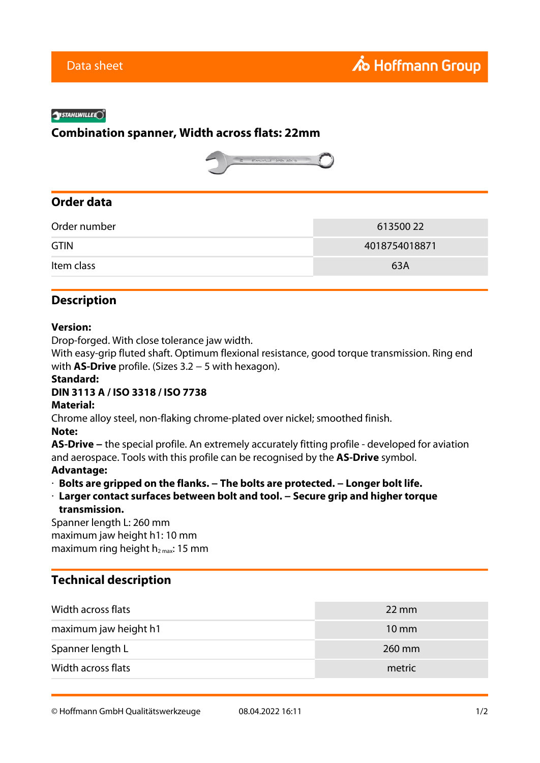Data sheet

# Combination spanner, Width across flats: 22mm

## Order data

| | |
|---|---|
| Order number | 613500 22 |
| GTIN | 4018754018871 |
| Item class | 63A |

## Description

**Version:**
Drop-forged. With close tolerance jaw width.
With easy-grip fluted shaft. Optimum flexional resistance, good torque transmission. Ring end with **AS-Drive** profile. (Sizes 3.2 – 5 with hexagon).
**Standard:**
**DIN 3113 A / ISO 3318 / ISO 7738**
**Material:**
Chrome alloy steel, non-flaking chrome-plated over nickel; smoothed finish.
**Note:**
**AS-Drive –** the special profile. An extremely accurately fitting profile - developed for aviation and aerospace. Tools with this profile can be recognised by the **AS-Drive** symbol.
**Advantage:**

- **Bolts are gripped on the flanks. – The bolts are protected. – Longer bolt life.**
- **Larger contact surfaces between bolt and tool. – Secure grip and higher torque transmission.**

Spanner length L: 260 mm
maximum jaw height h1: 10 mm
maximum ring height $h_{2\,max}$: 15 mm

## Technical description

| | |
|---|---|
| Width across flats | 22 mm |
| maximum jaw height h1 | 10 mm |
| Spanner length L | 260 mm |
| Width across flats | metric |

© Hoffmann GmbH Qualitätswerkzeuge 08.04.2022 16:11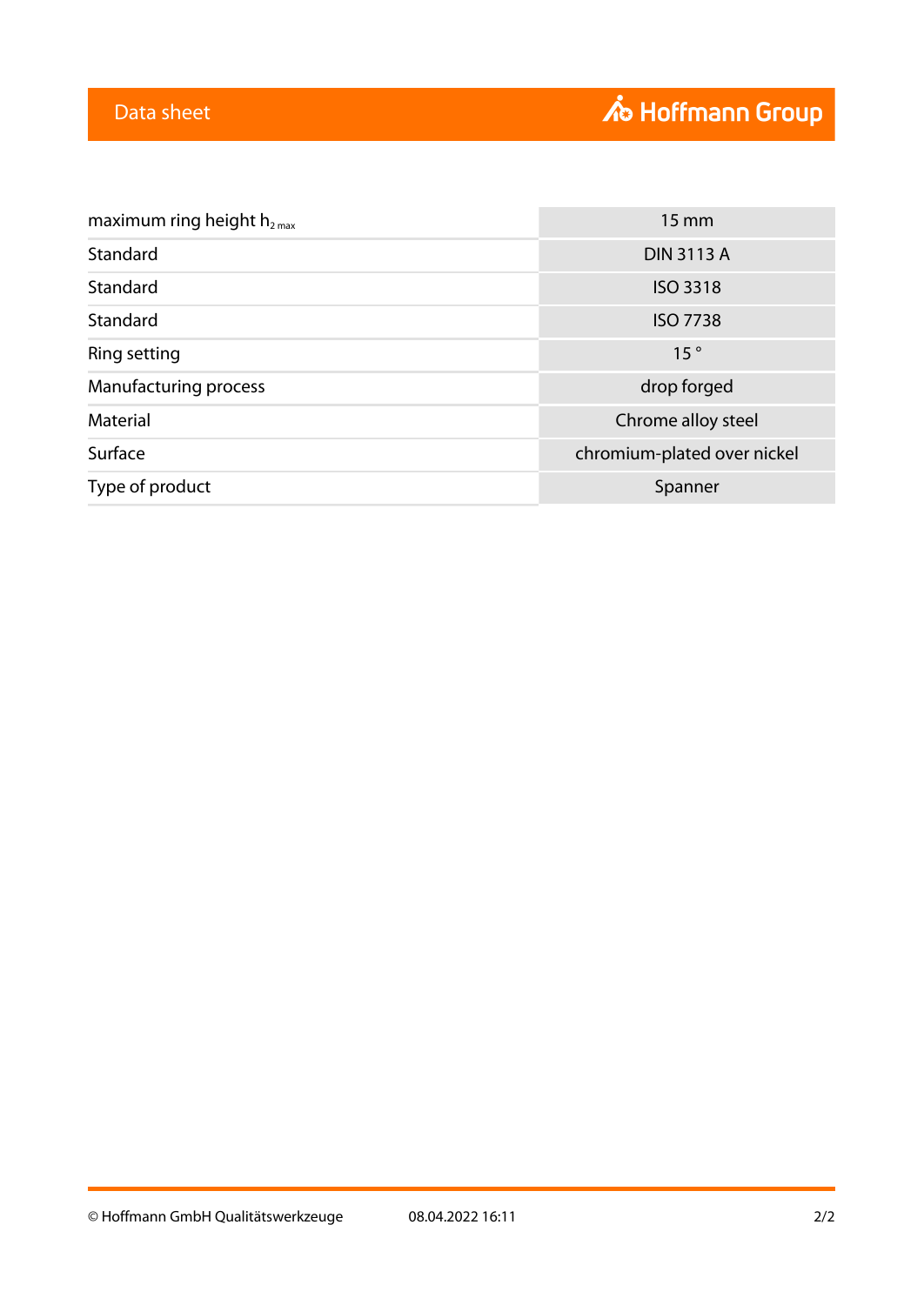| | |
|---|---|
| maximum ring height $h_{2\ max}$ | 15 mm |
| Standard | DIN 3113 A |
| Standard | ISO 3318 |
| Standard | ISO 7738 |
| Ring setting | 15 ° |
| Manufacturing process | drop forged |
| Material | Chrome alloy steel |
| Surface | chromium-plated over nickel |
| Type of product | Spanner |